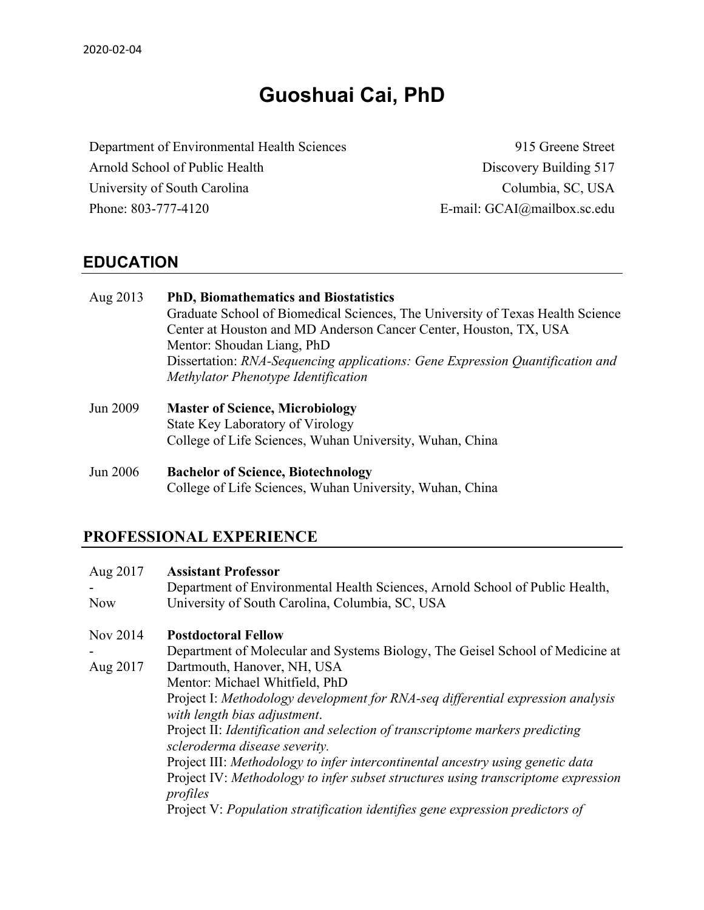2020-02-04

# Guoshuai Cai, PhD

Department of Environmental Health Sciences
Arnold School of Public Health
University of South Carolina
Phone: 803-777-4120

915 Greene Street
Discovery Building 517
Columbia, SC, USA
E-mail: GCAI@mailbox.sc.edu

## EDUCATION

Aug 2013 **PhD, Biomathematics and Biostatistics**
Graduate School of Biomedical Sciences, The University of Texas Health Science Center at Houston and MD Anderson Cancer Center, Houston, TX, USA
Mentor: Shoudan Liang, PhD
Dissertation: *RNA-Sequencing applications: Gene Expression Quantification and Methylator Phenotype Identification*

Jun 2009 **Master of Science, Microbiology**
State Key Laboratory of Virology
College of Life Sciences, Wuhan University, Wuhan, China

Jun 2006 **Bachelor of Science, Biotechnology**
College of Life Sciences, Wuhan University, Wuhan, China

## PROFESSIONAL EXPERIENCE

Aug 2017 - Now **Assistant Professor**
Department of Environmental Health Sciences, Arnold School of Public Health, University of South Carolina, Columbia, SC, USA

Nov 2014 - Aug 2017 **Postdoctoral Fellow**
Department of Molecular and Systems Biology, The Geisel School of Medicine at Dartmouth, Hanover, NH, USA
Mentor: Michael Whitfield, PhD
Project I: *Methodology development for RNA-seq differential expression analysis with length bias adjustment*.
Project II: *Identification and selection of transcriptome markers predicting scleroderma disease severity.*
Project III: *Methodology to infer intercontinental ancestry using genetic data*
Project IV: *Methodology to infer subset structures using transcriptome expression profiles*
Project V: *Population stratification identifies gene expression predictors of*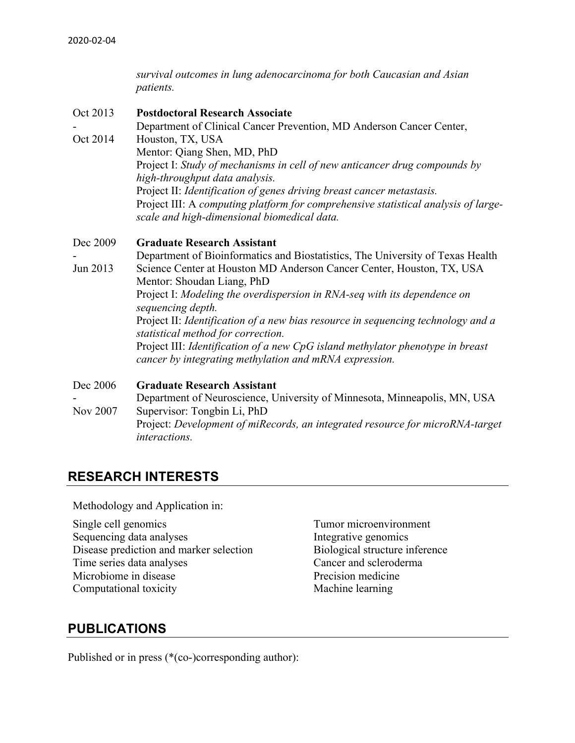*survival outcomes in lung adenocarcinoma for both Caucasian and Asian patients.*

Oct 2013 - Oct 2014 **Postdoctoral Research Associate**
Department of Clinical Cancer Prevention, MD Anderson Cancer Center, Houston, TX, USA
Mentor: Qiang Shen, MD, PhD
Project I: *Study of mechanisms in cell of new anticancer drug compounds by high-throughput data analysis.*
Project II: *Identification of genes driving breast cancer metastasis.*
Project III: A *computing platform for comprehensive statistical analysis of large-scale and high-dimensional biomedical data.*

Dec 2009 - Jun 2013 **Graduate Research Assistant**
Department of Bioinformatics and Biostatistics, The University of Texas Health Science Center at Houston MD Anderson Cancer Center, Houston, TX, USA
Mentor: Shoudan Liang, PhD
Project I: *Modeling the overdispersion in RNA-seq with its dependence on sequencing depth.*
Project II: *Identification of a new bias resource in sequencing technology and a statistical method for correction.*
Project III: *Identification of a new CpG island methylator phenotype in breast cancer by integrating methylation and mRNA expression.*

Dec 2006 - Nov 2007 **Graduate Research Assistant**
Department of Neuroscience, University of Minnesota, Minneapolis, MN, USA
Supervisor: Tongbin Li, PhD
Project: *Development of miRecords, an integrated resource for microRNA-target interactions.*

## RESEARCH INTERESTS

Methodology and Application in:

- Single cell genomics
- Sequencing data analyses
- Disease prediction and marker selection
- Time series data analyses
- Microbiome in disease
- Computational toxicity
- Tumor microenvironment
- Integrative genomics
- Biological structure inference
- Cancer and scleroderma
- Precision medicine
- Machine learning

## PUBLICATIONS

Published or in press (*(co-)corresponding author):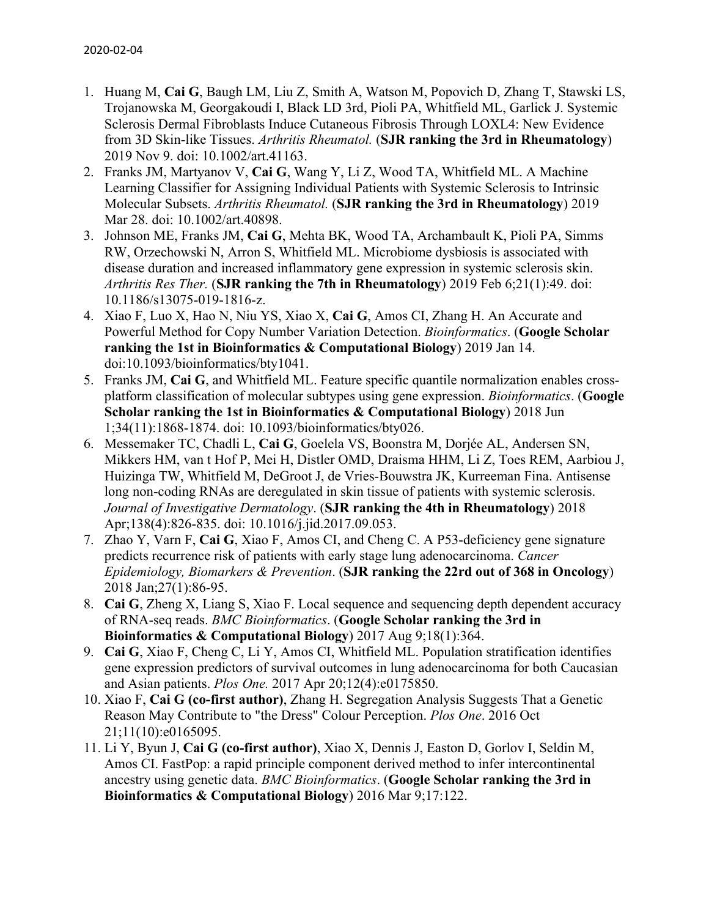1. Huang M, **Cai G**, Baugh LM, Liu Z, Smith A, Watson M, Popovich D, Zhang T, Stawski LS, Trojanowska M, Georgakoudi I, Black LD 3rd, Pioli PA, Whitfield ML, Garlick J. Systemic Sclerosis Dermal Fibroblasts Induce Cutaneous Fibrosis Through LOXL4: New Evidence from 3D Skin-like Tissues. *Arthritis Rheumatol.* (**SJR ranking the 3rd in Rheumatology**) 2019 Nov 9. doi: 10.1002/art.41163.
2. Franks JM, Martyanov V, **Cai G**, Wang Y, Li Z, Wood TA, Whitfield ML. A Machine Learning Classifier for Assigning Individual Patients with Systemic Sclerosis to Intrinsic Molecular Subsets. *Arthritis Rheumatol.* (**SJR ranking the 3rd in Rheumatology**) 2019 Mar 28. doi: 10.1002/art.40898.
3. Johnson ME, Franks JM, **Cai G**, Mehta BK, Wood TA, Archambault K, Pioli PA, Simms RW, Orzechowski N, Arron S, Whitfield ML. Microbiome dysbiosis is associated with disease duration and increased inflammatory gene expression in systemic sclerosis skin. *Arthritis Res Ther.* (**SJR ranking the 7th in Rheumatology**) 2019 Feb 6;21(1):49. doi: 10.1186/s13075-019-1816-z.
4. Xiao F, Luo X, Hao N, Niu YS, Xiao X, **Cai G**, Amos CI, Zhang H. An Accurate and Powerful Method for Copy Number Variation Detection. *Bioinformatics*. (**Google Scholar ranking the 1st in Bioinformatics & Computational Biology**) 2019 Jan 14. doi:10.1093/bioinformatics/bty1041.
5. Franks JM, **Cai G**, and Whitfield ML. Feature specific quantile normalization enables cross-platform classification of molecular subtypes using gene expression. *Bioinformatics*. (**Google Scholar ranking the 1st in Bioinformatics & Computational Biology**) 2018 Jun 1;34(11):1868-1874. doi: 10.1093/bioinformatics/bty026.
6. Messemaker TC, Chadli L, **Cai G**, Goelela VS, Boonstra M, Dorjée AL, Andersen SN, Mikkers HM, van t Hof P, Mei H, Distler OMD, Draisma HHM, Li Z, Toes REM, Aarbiou J, Huizinga TW, Whitfield M, DeGroot J, de Vries-Bouwstra JK, Kurreeman Fina. Antisense long non-coding RNAs are deregulated in skin tissue of patients with systemic sclerosis. *Journal of Investigative Dermatology*. (**SJR ranking the 4th in Rheumatology**) 2018 Apr;138(4):826-835. doi: 10.1016/j.jid.2017.09.053.
7. Zhao Y, Varn F, **Cai G**, Xiao F, Amos CI, and Cheng C. A P53-deficiency gene signature predicts recurrence risk of patients with early stage lung adenocarcinoma. *Cancer Epidemiology, Biomarkers & Prevention*. (**SJR ranking the 22rd out of 368 in Oncology**) 2018 Jan;27(1):86-95.
8. **Cai G**, Zheng X, Liang S, Xiao F. Local sequence and sequencing depth dependent accuracy of RNA-seq reads. *BMC Bioinformatics*. (**Google Scholar ranking the 3rd in Bioinformatics & Computational Biology**) 2017 Aug 9;18(1):364.
9. **Cai G**, Xiao F, Cheng C, Li Y, Amos CI, Whitfield ML. Population stratification identifies gene expression predictors of survival outcomes in lung adenocarcinoma for both Caucasian and Asian patients. *Plos One.* 2017 Apr 20;12(4):e0175850.
10. Xiao F, **Cai G (co-first author)**, Zhang H. Segregation Analysis Suggests That a Genetic Reason May Contribute to "the Dress" Colour Perception. *Plos One*. 2016 Oct 21;11(10):e0165095.
11. Li Y, Byun J, **Cai G (co-first author)**, Xiao X, Dennis J, Easton D, Gorlov I, Seldin M, Amos CI. FastPop: a rapid principle component derived method to infer intercontinental ancestry using genetic data. *BMC Bioinformatics*. (**Google Scholar ranking the 3rd in Bioinformatics & Computational Biology**) 2016 Mar 9;17:122.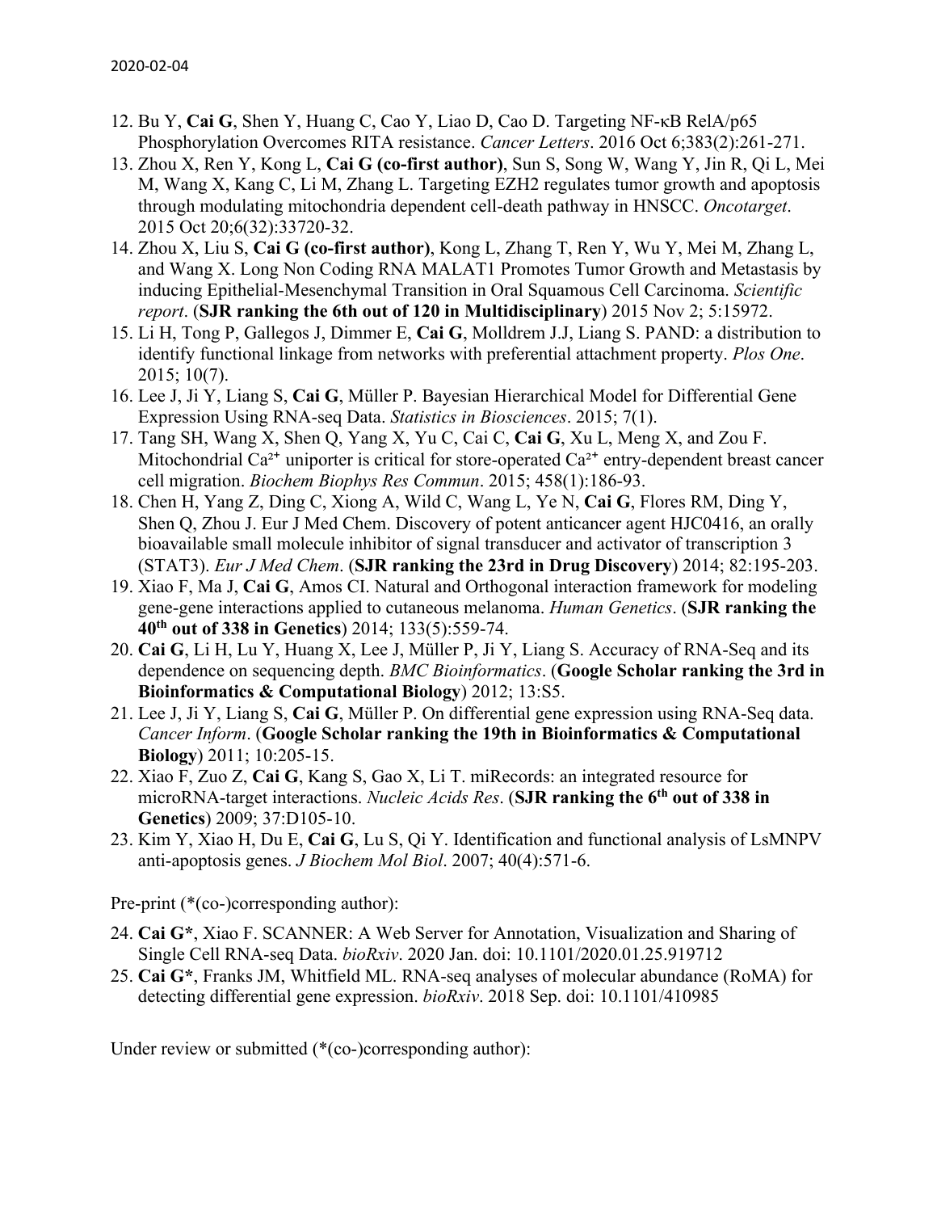12. Bu Y, **Cai G**, Shen Y, Huang C, Cao Y, Liao D, Cao D. Targeting NF-κB RelA/p65 Phosphorylation Overcomes RITA resistance. *Cancer Letters*. 2016 Oct 6;383(2):261-271.
13. Zhou X, Ren Y, Kong L, **Cai G (co-first author)**, Sun S, Song W, Wang Y, Jin R, Qi L, Mei M, Wang X, Kang C, Li M, Zhang L. Targeting EZH2 regulates tumor growth and apoptosis through modulating mitochondria dependent cell-death pathway in HNSCC. *Oncotarget*. 2015 Oct 20;6(32):33720-32.
14. Zhou X, Liu S, **Cai G (co-first author)**, Kong L, Zhang T, Ren Y, Wu Y, Mei M, Zhang L, and Wang X. Long Non Coding RNA MALAT1 Promotes Tumor Growth and Metastasis by inducing Epithelial-Mesenchymal Transition in Oral Squamous Cell Carcinoma. *Scientific report*. (**SJR ranking the 6th out of 120 in Multidisciplinary**) 2015 Nov 2; 5:15972.
15. Li H, Tong P, Gallegos J, Dimmer E, **Cai G**, Molldrem J.J, Liang S. PAND: a distribution to identify functional linkage from networks with preferential attachment property. *Plos One*. 2015; 10(7).
16. Lee J, Ji Y, Liang S, **Cai G**, Müller P. Bayesian Hierarchical Model for Differential Gene Expression Using RNA-seq Data. *Statistics in Biosciences*. 2015; 7(1).
17. Tang SH, Wang X, Shen Q, Yang X, Yu C, Cai C, **Cai G**, Xu L, Meng X, and Zou F. Mitochondrial $Ca^{2+}$ uniporter is critical for store-operated $Ca^{2+}$ entry-dependent breast cancer cell migration. *Biochem Biophys Res Commun*. 2015; 458(1):186-93.
18. Chen H, Yang Z, Ding C, Xiong A, Wild C, Wang L, Ye N, **Cai G**, Flores RM, Ding Y, Shen Q, Zhou J. Eur J Med Chem. Discovery of potent anticancer agent HJC0416, an orally bioavailable small molecule inhibitor of signal transducer and activator of transcription 3 (STAT3). *Eur J Med Chem*. (**SJR ranking the 23rd in Drug Discovery**) 2014; 82:195-203.
19. Xiao F, Ma J, **Cai G**, Amos CI. Natural and Orthogonal interaction framework for modeling gene-gene interactions applied to cutaneous melanoma. *Human Genetics*. (**SJR ranking the 40th out of 338 in Genetics**) 2014; 133(5):559-74.
20. **Cai G**, Li H, Lu Y, Huang X, Lee J, Müller P, Ji Y, Liang S. Accuracy of RNA-Seq and its dependence on sequencing depth. *BMC Bioinformatics*. (**Google Scholar ranking the 3rd in Bioinformatics & Computational Biology**) 2012; 13:S5.
21. Lee J, Ji Y, Liang S, **Cai G**, Müller P. On differential gene expression using RNA-Seq data. *Cancer Inform*. (**Google Scholar ranking the 19th in Bioinformatics & Computational Biology**) 2011; 10:205-15.
22. Xiao F, Zuo Z, **Cai G**, Kang S, Gao X, Li T. miRecords: an integrated resource for microRNA-target interactions. *Nucleic Acids Res*. (**SJR ranking the 6th out of 338 in Genetics**) 2009; 37:D105-10.
23. Kim Y, Xiao H, Du E, **Cai G**, Lu S, Qi Y. Identification and functional analysis of LsMNPV anti-apoptosis genes. *J Biochem Mol Biol*. 2007; 40(4):571-6.

Pre-print (*(co-)corresponding author):

24. **Cai G***, Xiao F. SCANNER: A Web Server for Annotation, Visualization and Sharing of Single Cell RNA-seq Data. *bioRxiv*. 2020 Jan. doi: 10.1101/2020.01.25.919712
25. **Cai G***, Franks JM, Whitfield ML. RNA-seq analyses of molecular abundance (RoMA) for detecting differential gene expression. *bioRxiv*. 2018 Sep. doi: 10.1101/410985

Under review or submitted (*(co-)corresponding author):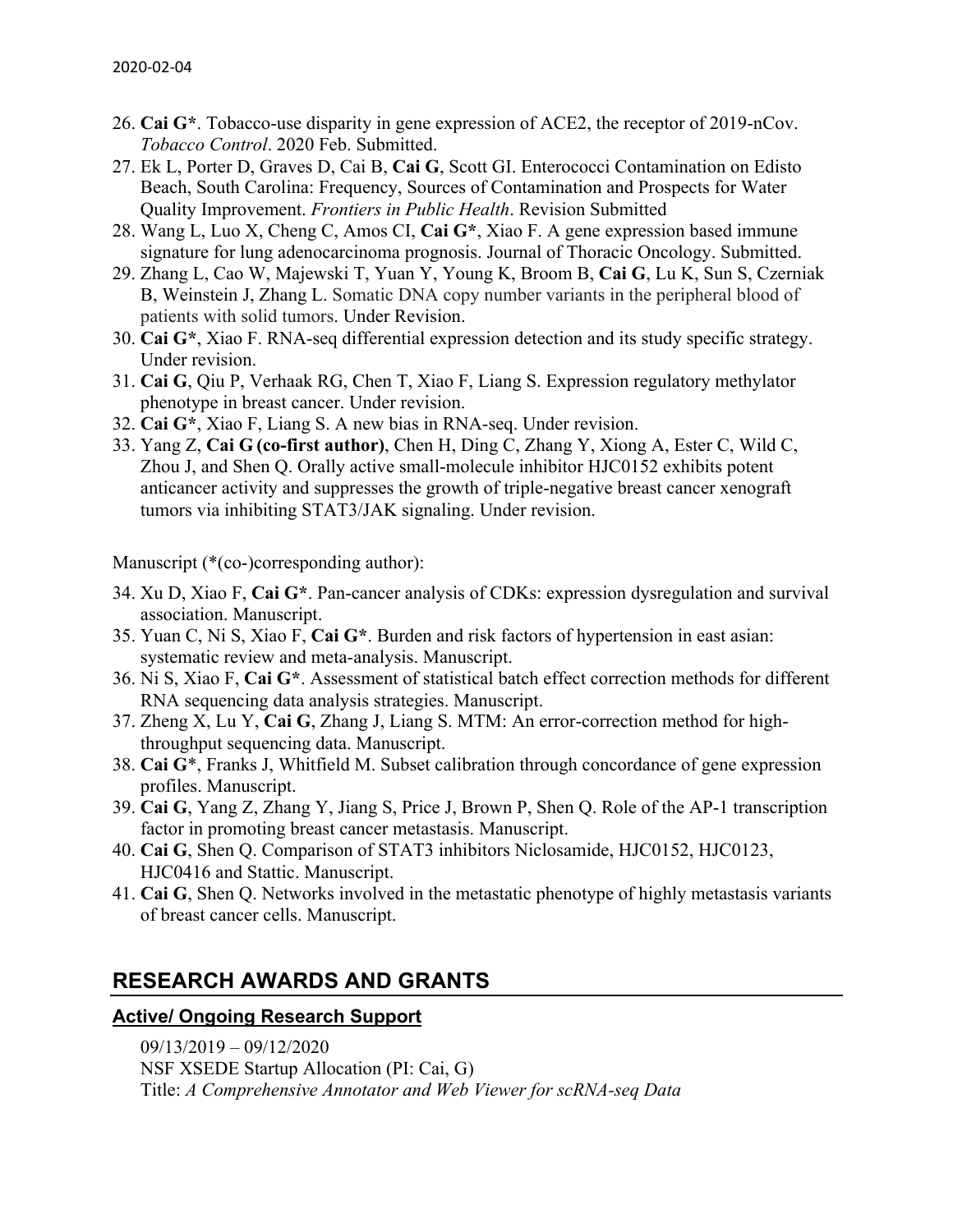26. **Cai G***. Tobacco-use disparity in gene expression of ACE2, the receptor of 2019-nCov. *Tobacco Control*. 2020 Feb. Submitted.
27. Ek L, Porter D, Graves D, Cai B, **Cai G**, Scott GI. Enterococci Contamination on Edisto Beach, South Carolina: Frequency, Sources of Contamination and Prospects for Water Quality Improvement. *Frontiers in Public Health*. Revision Submitted
28. Wang L, Luo X, Cheng C, Amos CI, **Cai G***, Xiao F. A gene expression based immune signature for lung adenocarcinoma prognosis. Journal of Thoracic Oncology. Submitted.
29. Zhang L, Cao W, Majewski T, Yuan Y, Young K, Broom B, **Cai G**, Lu K, Sun S, Czerniak B, Weinstein J, Zhang L. Somatic DNA copy number variants in the peripheral blood of patients with solid tumors. Under Revision.
30. **Cai G***, Xiao F. RNA-seq differential expression detection and its study specific strategy. Under revision.
31. **Cai G**, Qiu P, Verhaak RG, Chen T, Xiao F, Liang S. Expression regulatory methylator phenotype in breast cancer. Under revision.
32. **Cai G***, Xiao F, Liang S. A new bias in RNA-seq. Under revision.
33. Yang Z, **Cai G (co-first author)**, Chen H, Ding C, Zhang Y, Xiong A, Ester C, Wild C, Zhou J, and Shen Q. Orally active small-molecule inhibitor HJC0152 exhibits potent anticancer activity and suppresses the growth of triple-negative breast cancer xenograft tumors via inhibiting STAT3/JAK signaling. Under revision.

Manuscript (*(co-)corresponding author):

34. Xu D, Xiao F, **Cai G***. Pan-cancer analysis of CDKs: expression dysregulation and survival association. Manuscript.
35. Yuan C, Ni S, Xiao F, **Cai G***. Burden and risk factors of hypertension in east asian: systematic review and meta-analysis. Manuscript.
36. Ni S, Xiao F, **Cai G***. Assessment of statistical batch effect correction methods for different RNA sequencing data analysis strategies. Manuscript.
37. Zheng X, Lu Y, **Cai G**, Zhang J, Liang S. MTM: An error-correction method for high-throughput sequencing data. Manuscript.
38. **Cai G***, Franks J, Whitfield M. Subset calibration through concordance of gene expression profiles. Manuscript.
39. **Cai G**, Yang Z, Zhang Y, Jiang S, Price J, Brown P, Shen Q. Role of the AP-1 transcription factor in promoting breast cancer metastasis. Manuscript.
40. **Cai G**, Shen Q. Comparison of STAT3 inhibitors Niclosamide, HJC0152, HJC0123, HJC0416 and Stattic. Manuscript.
41. **Cai G**, Shen Q. Networks involved in the metastatic phenotype of highly metastasis variants of breast cancer cells. Manuscript.

## RESEARCH AWARDS AND GRANTS

### Active/ Ongoing Research Support

09/13/2019 – 09/12/2020
NSF XSEDE Startup Allocation (PI: Cai, G)
Title: *A Comprehensive Annotator and Web Viewer for scRNA-seq Data*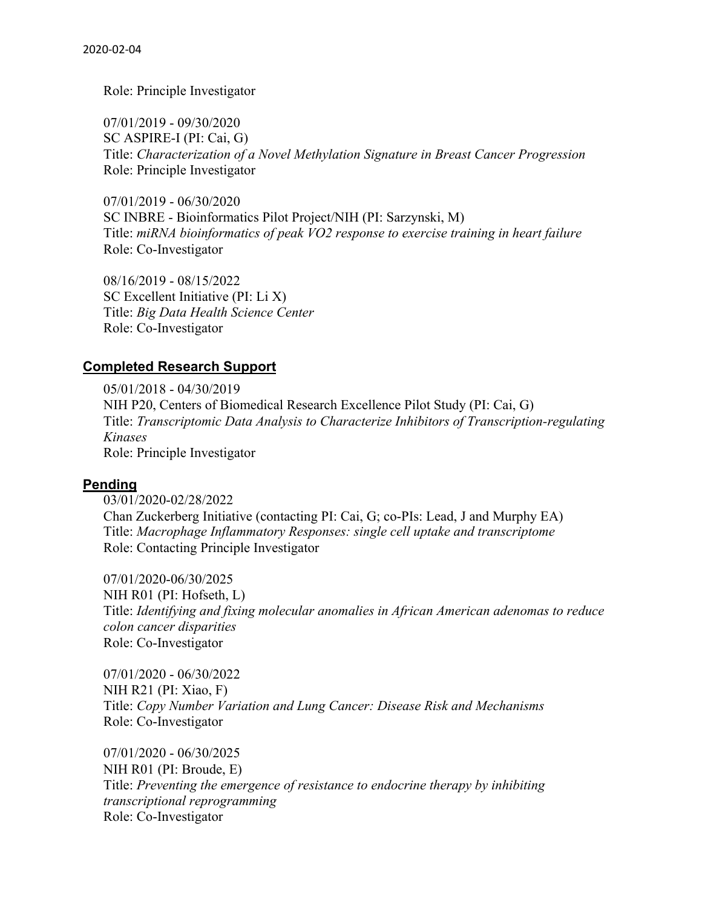Role: Principle Investigator

07/01/2019 - 09/30/2020
SC ASPIRE-I (PI: Cai, G)
Title: *Characterization of a Novel Methylation Signature in Breast Cancer Progression*
Role: Principle Investigator

07/01/2019 - 06/30/2020
SC INBRE - Bioinformatics Pilot Project/NIH (PI: Sarzynski, M)
Title: *miRNA bioinformatics of peak VO2 response to exercise training in heart failure*
Role: Co-Investigator

08/16/2019 - 08/15/2022
SC Excellent Initiative (PI: Li X)
Title: *Big Data Health Science Center*
Role: Co-Investigator

## Completed Research Support

05/01/2018 - 04/30/2019
NIH P20, Centers of Biomedical Research Excellence Pilot Study (PI: Cai, G)
Title: *Transcriptomic Data Analysis to Characterize Inhibitors of Transcription-regulating Kinases*
Role: Principle Investigator

## Pending

03/01/2020-02/28/2022
Chan Zuckerberg Initiative (contacting PI: Cai, G; co-PIs: Lead, J and Murphy EA)
Title: *Macrophage Inflammatory Responses: single cell uptake and transcriptome*
Role: Contacting Principle Investigator

07/01/2020-06/30/2025
NIH R01 (PI: Hofseth, L)
Title: *Identifying and fixing molecular anomalies in African American adenomas to reduce colon cancer disparities*
Role: Co-Investigator

07/01/2020 - 06/30/2022
NIH R21 (PI: Xiao, F)
Title: *Copy Number Variation and Lung Cancer: Disease Risk and Mechanisms*
Role: Co-Investigator

07/01/2020 - 06/30/2025
NIH R01 (PI: Broude, E)
Title: *Preventing the emergence of resistance to endocrine therapy by inhibiting transcriptional reprogramming*
Role: Co-Investigator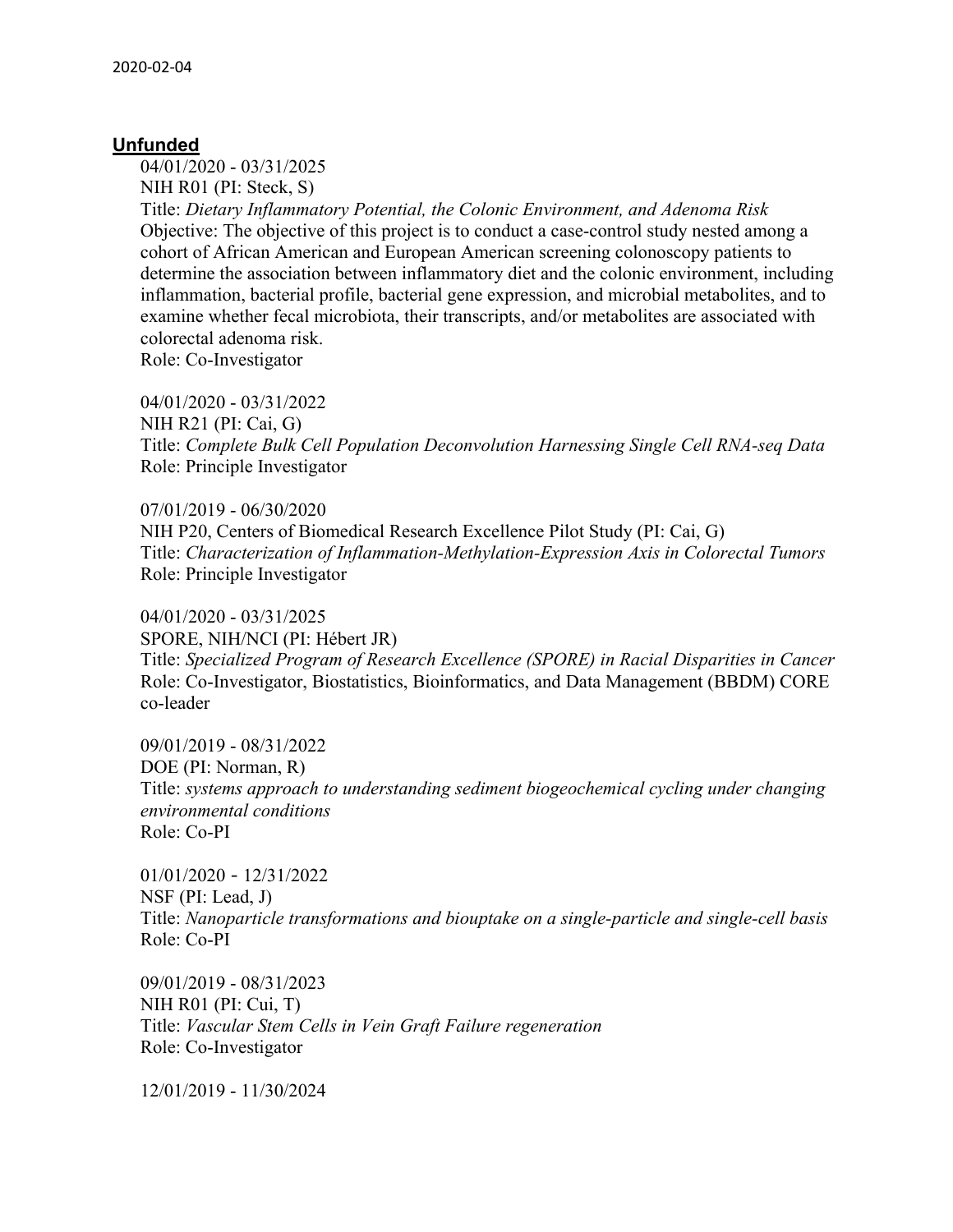## Unfunded

04/01/2020 - 03/31/2025
NIH R01 (PI: Steck, S)
Title: *Dietary Inflammatory Potential, the Colonic Environment, and Adenoma Risk*
Objective: The objective of this project is to conduct a case-control study nested among a cohort of African American and European American screening colonoscopy patients to determine the association between inflammatory diet and the colonic environment, including inflammation, bacterial profile, bacterial gene expression, and microbial metabolites, and to examine whether fecal microbiota, their transcripts, and/or metabolites are associated with colorectal adenoma risk.
Role: Co-Investigator

04/01/2020 - 03/31/2022
NIH R21 (PI: Cai, G)
Title: *Complete Bulk Cell Population Deconvolution Harnessing Single Cell RNA-seq Data*
Role: Principle Investigator

07/01/2019 - 06/30/2020
NIH P20, Centers of Biomedical Research Excellence Pilot Study (PI: Cai, G)
Title: *Characterization of Inflammation-Methylation-Expression Axis in Colorectal Tumors*
Role: Principle Investigator

04/01/2020 - 03/31/2025
SPORE, NIH/NCI (PI: Hébert JR)
Title: *Specialized Program of Research Excellence (SPORE) in Racial Disparities in Cancer*
Role: Co-Investigator, Biostatistics, Bioinformatics, and Data Management (BBDM) CORE co-leader

09/01/2019 - 08/31/2022
DOE (PI: Norman, R)
Title: *systems approach to understanding sediment biogeochemical cycling under changing environmental conditions*
Role: Co-PI

01/01/2020 - 12/31/2022
NSF (PI: Lead, J)
Title: *Nanoparticle transformations and biouptake on a single-particle and single-cell basis*
Role: Co-PI

09/01/2019 - 08/31/2023
NIH R01 (PI: Cui, T)
Title: *Vascular Stem Cells in Vein Graft Failure regeneration*
Role: Co-Investigator

12/01/2019 - 11/30/2024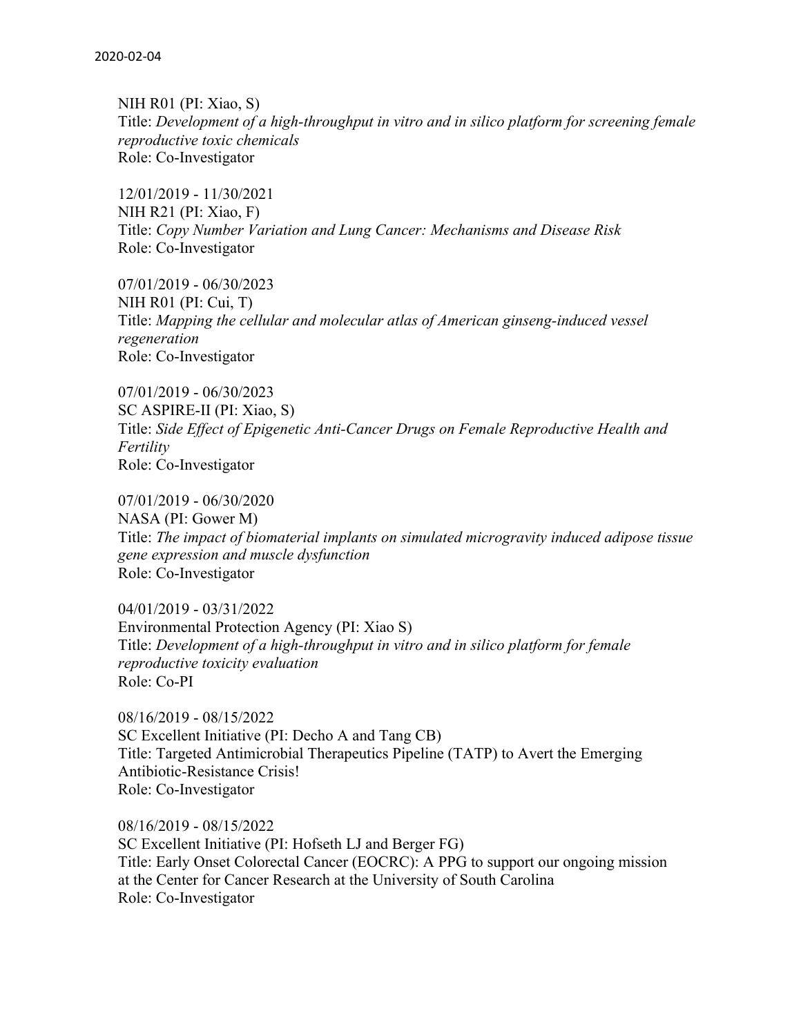NIH R01 (PI: Xiao, S)
Title: *Development of a high-throughput in vitro and in silico platform for screening female reproductive toxic chemicals*
Role: Co-Investigator

12/01/2019 - 11/30/2021
NIH R21 (PI: Xiao, F)
Title: *Copy Number Variation and Lung Cancer: Mechanisms and Disease Risk*
Role: Co-Investigator

07/01/2019 - 06/30/2023
NIH R01 (PI: Cui, T)
Title: *Mapping the cellular and molecular atlas of American ginseng-induced vessel regeneration*
Role: Co-Investigator

07/01/2019 - 06/30/2023
SC ASPIRE-II (PI: Xiao, S)
Title: *Side Effect of Epigenetic Anti-Cancer Drugs on Female Reproductive Health and Fertility*
Role: Co-Investigator

07/01/2019 - 06/30/2020
NASA (PI: Gower M)
Title: *The impact of biomaterial implants on simulated microgravity induced adipose tissue gene expression and muscle dysfunction*
Role: Co-Investigator

04/01/2019 - 03/31/2022
Environmental Protection Agency (PI: Xiao S)
Title: *Development of a high-throughput in vitro and in silico platform for female reproductive toxicity evaluation*
Role: Co-PI

08/16/2019 - 08/15/2022
SC Excellent Initiative (PI: Decho A and Tang CB)
Title: Targeted Antimicrobial Therapeutics Pipeline (TATP) to Avert the Emerging Antibiotic-Resistance Crisis!
Role: Co-Investigator

08/16/2019 - 08/15/2022
SC Excellent Initiative (PI: Hofseth LJ and Berger FG)
Title: Early Onset Colorectal Cancer (EOCRC): A PPG to support our ongoing mission at the Center for Cancer Research at the University of South Carolina
Role: Co-Investigator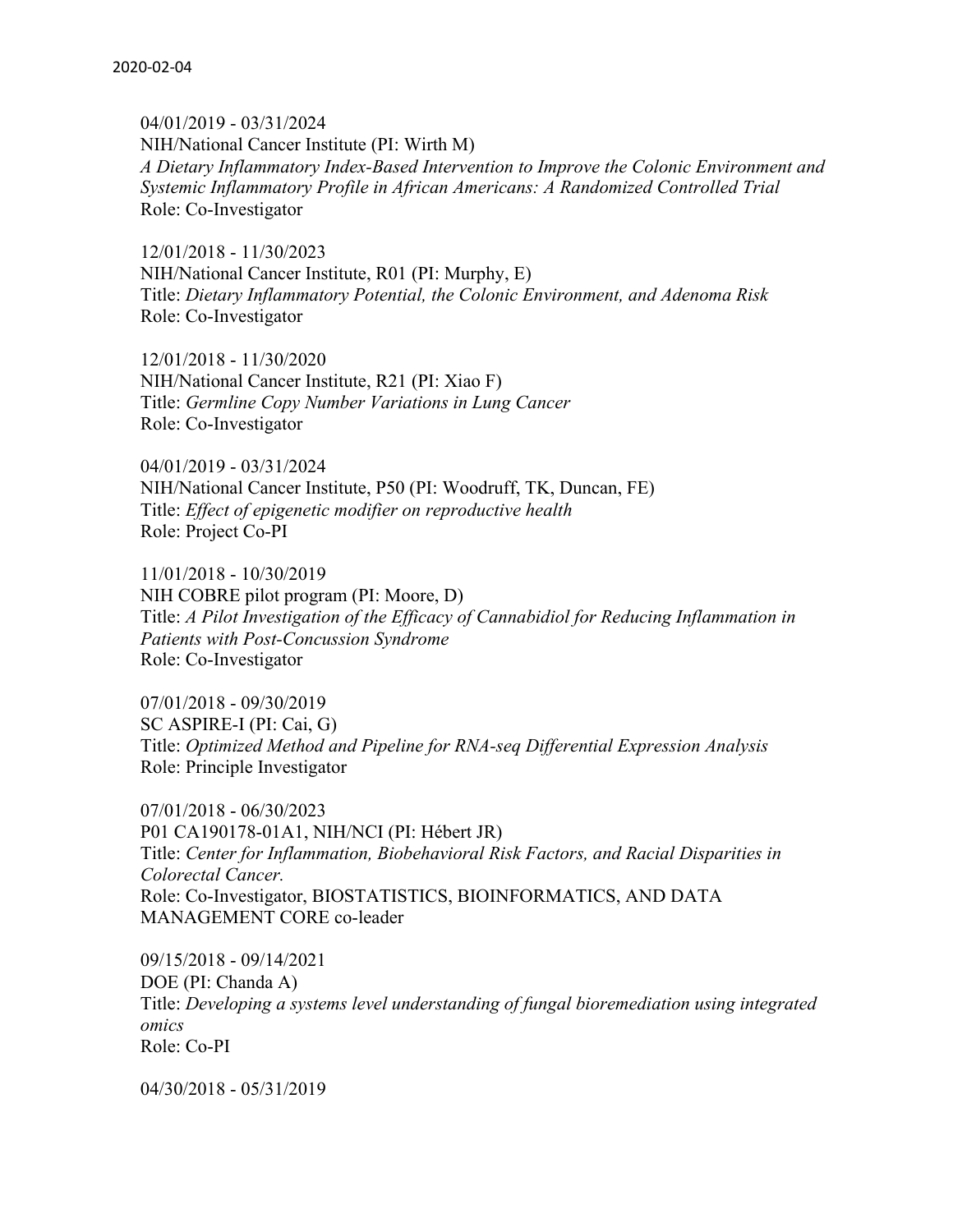04/01/2019 - 03/31/2024
NIH/National Cancer Institute (PI: Wirth M)
*A Dietary Inflammatory Index-Based Intervention to Improve the Colonic Environment and Systemic Inflammatory Profile in African Americans: A Randomized Controlled Trial*
Role: Co-Investigator

12/01/2018 - 11/30/2023
NIH/National Cancer Institute, R01 (PI: Murphy, E)
Title: *Dietary Inflammatory Potential, the Colonic Environment, and Adenoma Risk*
Role: Co-Investigator

12/01/2018 - 11/30/2020
NIH/National Cancer Institute, R21 (PI: Xiao F)
Title: *Germline Copy Number Variations in Lung Cancer*
Role: Co-Investigator

04/01/2019 - 03/31/2024
NIH/National Cancer Institute, P50 (PI: Woodruff, TK, Duncan, FE)
Title: *Effect of epigenetic modifier on reproductive health*
Role: Project Co-PI

11/01/2018 - 10/30/2019
NIH COBRE pilot program (PI: Moore, D)
Title: *A Pilot Investigation of the Efficacy of Cannabidiol for Reducing Inflammation in Patients with Post-Concussion Syndrome*
Role: Co-Investigator

07/01/2018 - 09/30/2019
SC ASPIRE-I (PI: Cai, G)
Title: *Optimized Method and Pipeline for RNA-seq Differential Expression Analysis*
Role: Principle Investigator

07/01/2018 - 06/30/2023
P01 CA190178-01A1, NIH/NCI (PI: Hébert JR)
Title: *Center for Inflammation, Biobehavioral Risk Factors, and Racial Disparities in Colorectal Cancer.*
Role: Co-Investigator, BIOSTATISTICS, BIOINFORMATICS, AND DATA MANAGEMENT CORE co-leader

09/15/2018 - 09/14/2021
DOE (PI: Chanda A)
Title: *Developing a systems level understanding of fungal bioremediation using integrated omics*
Role: Co-PI

04/30/2018 - 05/31/2019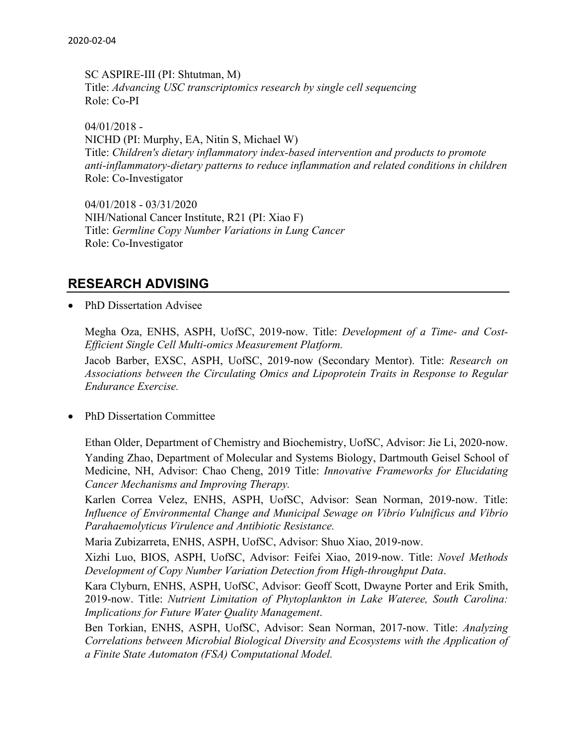SC ASPIRE-III (PI: Shtutman, M)
Title: *Advancing USC transcriptomics research by single cell sequencing*
Role: Co-PI

04/01/2018 -
NICHD (PI: Murphy, EA, Nitin S, Michael W)
Title: *Children's dietary inflammatory index-based intervention and products to promote anti-inflammatory-dietary patterns to reduce inflammation and related conditions in children*
Role: Co-Investigator

04/01/2018 - 03/31/2020
NIH/National Cancer Institute, R21 (PI: Xiao F)
Title: *Germline Copy Number Variations in Lung Cancer*
Role: Co-Investigator

## RESEARCH ADVISING

- PhD Dissertation Advisee

  Megha Oza, ENHS, ASPH, UofSC, 2019-now. Title: *Development of a Time- and Cost-Efficient Single Cell Multi-omics Measurement Platform.*

  Jacob Barber, EXSC, ASPH, UofSC, 2019-now (Secondary Mentor). Title: *Research on Associations between the Circulating Omics and Lipoprotein Traits in Response to Regular Endurance Exercise.*

- PhD Dissertation Committee

  Ethan Older, Department of Chemistry and Biochemistry, UofSC, Advisor: Jie Li, 2020-now.

  Yanding Zhao, Department of Molecular and Systems Biology, Dartmouth Geisel School of Medicine, NH, Advisor: Chao Cheng, 2019 Title: *Innovative Frameworks for Elucidating Cancer Mechanisms and Improving Therapy.*

  Karlen Correa Velez, ENHS, ASPH, UofSC, Advisor: Sean Norman, 2019-now. Title: *Influence of Environmental Change and Municipal Sewage on Vibrio Vulnificus and Vibrio Parahaemolyticus Virulence and Antibiotic Resistance.*

  Maria Zubizarreta, ENHS, ASPH, UofSC, Advisor: Shuo Xiao, 2019-now.

  Xizhi Luo, BIOS, ASPH, UofSC, Advisor: Feifei Xiao, 2019-now. Title: *Novel Methods Development of Copy Number Variation Detection from High-throughput Data*.

  Kara Clyburn, ENHS, ASPH, UofSC, Advisor: Geoff Scott, Dwayne Porter and Erik Smith, 2019-now. Title: *Nutrient Limitation of Phytoplankton in Lake Wateree, South Carolina: Implications for Future Water Quality Management*.

  Ben Torkian, ENHS, ASPH, UofSC, Advisor: Sean Norman, 2017-now. Title: *Analyzing Correlations between Microbial Biological Diversity and Ecosystems with the Application of a Finite State Automaton (FSA) Computational Model.*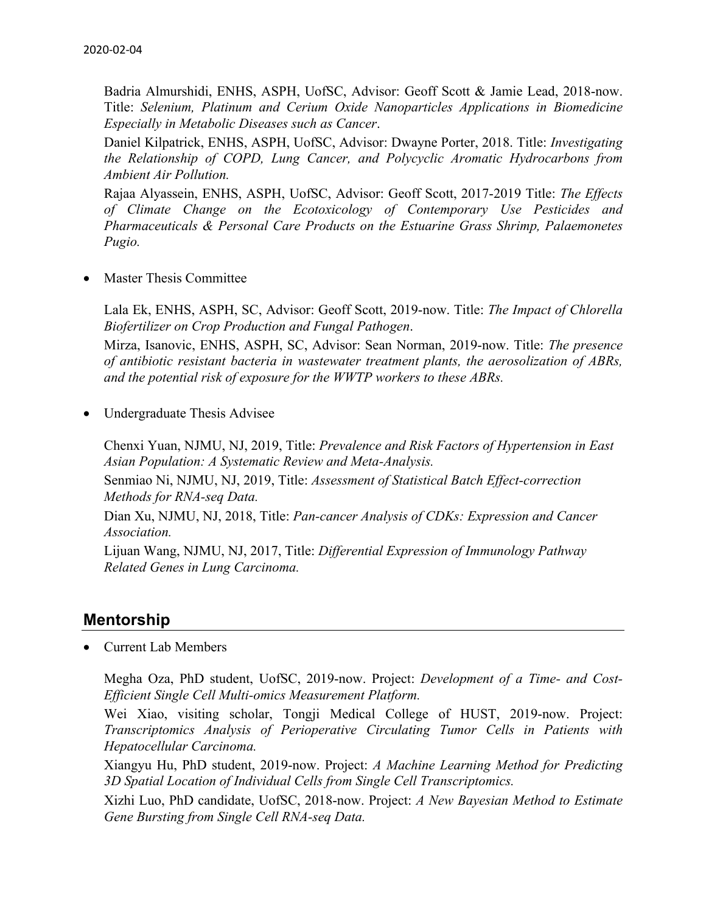Badria Almurshidi, ENHS, ASPH, UofSC, Advisor: Geoff Scott & Jamie Lead, 2018-now. Title: *Selenium, Platinum and Cerium Oxide Nanoparticles Applications in Biomedicine Especially in Metabolic Diseases such as Cancer*.

Daniel Kilpatrick, ENHS, ASPH, UofSC, Advisor: Dwayne Porter, 2018. Title: *Investigating the Relationship of COPD, Lung Cancer, and Polycyclic Aromatic Hydrocarbons from Ambient Air Pollution.*

Rajaa Alyassein, ENHS, ASPH, UofSC, Advisor: Geoff Scott, 2017-2019 Title: *The Effects of Climate Change on the Ecotoxicology of Contemporary Use Pesticides and Pharmaceuticals & Personal Care Products on the Estuarine Grass Shrimp, Palaemonetes Pugio.*

- Master Thesis Committee

Lala Ek, ENHS, ASPH, SC, Advisor: Geoff Scott, 2019-now. Title: *The Impact of Chlorella Biofertilizer on Crop Production and Fungal Pathogen*.

Mirza, Isanovic, ENHS, ASPH, SC, Advisor: Sean Norman, 2019-now. Title: *The presence of antibiotic resistant bacteria in wastewater treatment plants, the aerosolization of ABRs, and the potential risk of exposure for the WWTP workers to these ABRs.*

- Undergraduate Thesis Advisee

Chenxi Yuan, NJMU, NJ, 2019, Title: *Prevalence and Risk Factors of Hypertension in East Asian Population: A Systematic Review and Meta-Analysis.*

Senmiao Ni, NJMU, NJ, 2019, Title: *Assessment of Statistical Batch Effect-correction Methods for RNA-seq Data.*

Dian Xu, NJMU, NJ, 2018, Title: *Pan-cancer Analysis of CDKs: Expression and Cancer Association.*

Lijuan Wang, NJMU, NJ, 2017, Title: *Differential Expression of Immunology Pathway Related Genes in Lung Carcinoma.*

## Mentorship

- Current Lab Members

Megha Oza, PhD student, UofSC, 2019-now. Project: *Development of a Time- and Cost-Efficient Single Cell Multi-omics Measurement Platform.*

Wei Xiao, visiting scholar, Tongji Medical College of HUST, 2019-now. Project: *Transcriptomics Analysis of Perioperative Circulating Tumor Cells in Patients with Hepatocellular Carcinoma.*

Xiangyu Hu, PhD student, 2019-now. Project: *A Machine Learning Method for Predicting 3D Spatial Location of Individual Cells from Single Cell Transcriptomics.*

Xizhi Luo, PhD candidate, UofSC, 2018-now. Project: *A New Bayesian Method to Estimate Gene Bursting from Single Cell RNA-seq Data.*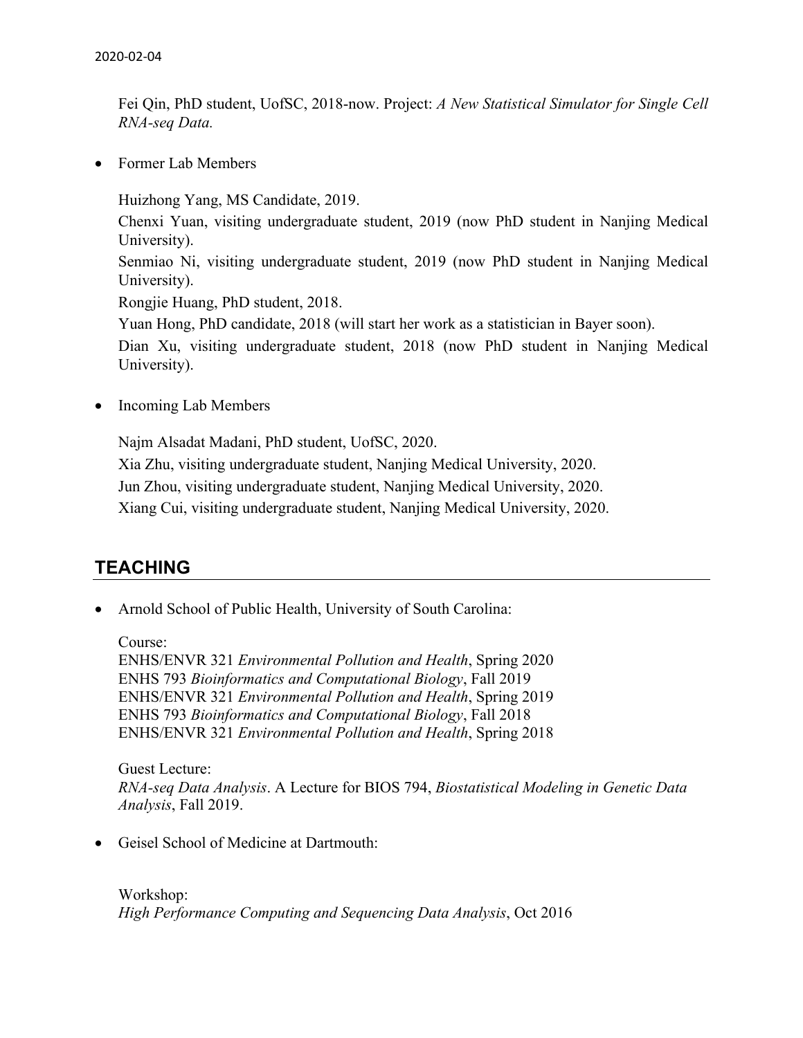Fei Qin, PhD student, UofSC, 2018-now. Project: *A New Statistical Simulator for Single Cell RNA-seq Data.*

- Former Lab Members

  Huizhong Yang, MS Candidate, 2019.
  Chenxi Yuan, visiting undergraduate student, 2019 (now PhD student in Nanjing Medical University).
  Senmiao Ni, visiting undergraduate student, 2019 (now PhD student in Nanjing Medical University).
  Rongjie Huang, PhD student, 2018.
  Yuan Hong, PhD candidate, 2018 (will start her work as a statistician in Bayer soon).
  Dian Xu, visiting undergraduate student, 2018 (now PhD student in Nanjing Medical University).

- Incoming Lab Members

  Najm Alsadat Madani, PhD student, UofSC, 2020.
  Xia Zhu, visiting undergraduate student, Nanjing Medical University, 2020.
  Jun Zhou, visiting undergraduate student, Nanjing Medical University, 2020.
  Xiang Cui, visiting undergraduate student, Nanjing Medical University, 2020.

## TEACHING

- Arnold School of Public Health, University of South Carolina:

  Course:
  ENHS/ENVR 321 *Environmental Pollution and Health*, Spring 2020
  ENHS 793 *Bioinformatics and Computational Biology*, Fall 2019
  ENHS/ENVR 321 *Environmental Pollution and Health*, Spring 2019
  ENHS 793 *Bioinformatics and Computational Biology*, Fall 2018
  ENHS/ENVR 321 *Environmental Pollution and Health*, Spring 2018

  Guest Lecture:
  *RNA-seq Data Analysis*. A Lecture for BIOS 794, *Biostatistical Modeling in Genetic Data Analysis*, Fall 2019.

- Geisel School of Medicine at Dartmouth:

  Workshop:
  *High Performance Computing and Sequencing Data Analysis*, Oct 2016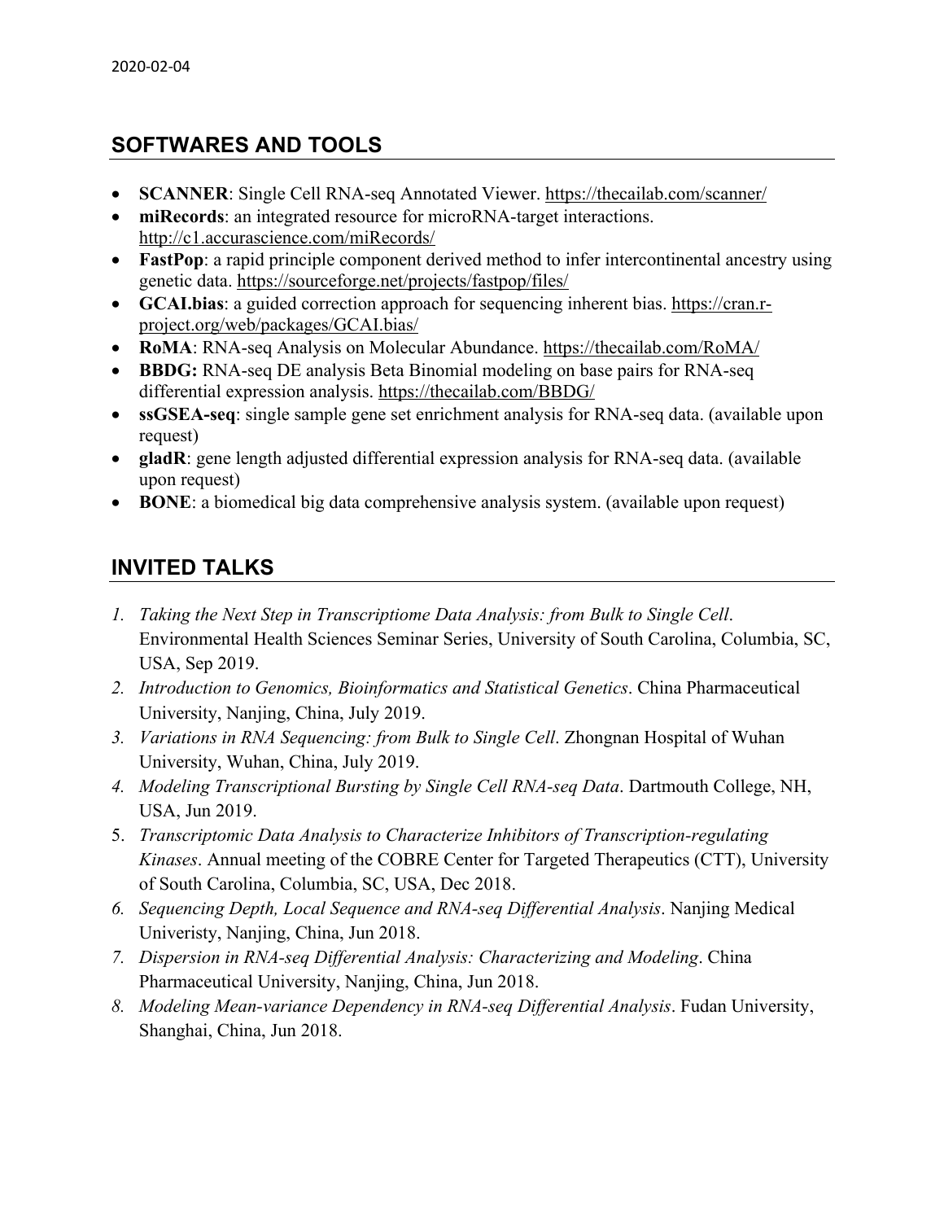## SOFTWARES AND TOOLS

- **SCANNER**: Single Cell RNA-seq Annotated Viewer. https://thecailab.com/scanner/
- **miRecords**: an integrated resource for microRNA-target interactions. http://c1.accurascience.com/miRecords/
- **FastPop**: a rapid principle component derived method to infer intercontinental ancestry using genetic data. https://sourceforge.net/projects/fastpop/files/
- **GCAI.bias**: a guided correction approach for sequencing inherent bias. https://cran.r-project.org/web/packages/GCAI.bias/
- **RoMA**: RNA-seq Analysis on Molecular Abundance. https://thecailab.com/RoMA/
- **BBDG:** RNA-seq DE analysis Beta Binomial modeling on base pairs for RNA-seq differential expression analysis. https://thecailab.com/BBDG/
- **ssGSEA-seq**: single sample gene set enrichment analysis for RNA-seq data. (available upon request)
- **gladR**: gene length adjusted differential expression analysis for RNA-seq data. (available upon request)
- **BONE**: a biomedical big data comprehensive analysis system. (available upon request)

## INVITED TALKS

1. *Taking the Next Step in Transcriptiome Data Analysis: from Bulk to Single Cell*. Environmental Health Sciences Seminar Series, University of South Carolina, Columbia, SC, USA, Sep 2019.
2. *Introduction to Genomics, Bioinformatics and Statistical Genetics*. China Pharmaceutical University, Nanjing, China, July 2019.
3. *Variations in RNA Sequencing: from Bulk to Single Cell*. Zhongnan Hospital of Wuhan University, Wuhan, China, July 2019.
4. *Modeling Transcriptional Bursting by Single Cell RNA-seq Data*. Dartmouth College, NH, USA, Jun 2019.
5. *Transcriptomic Data Analysis to Characterize Inhibitors of Transcription-regulating Kinases*. Annual meeting of the COBRE Center for Targeted Therapeutics (CTT), University of South Carolina, Columbia, SC, USA, Dec 2018.
6. *Sequencing Depth, Local Sequence and RNA-seq Differential Analysis*. Nanjing Medical Univeristy, Nanjing, China, Jun 2018.
7. *Dispersion in RNA-seq Differential Analysis: Characterizing and Modeling*. China Pharmaceutical University, Nanjing, China, Jun 2018.
8. *Modeling Mean-variance Dependency in RNA-seq Differential Analysis*. Fudan University, Shanghai, China, Jun 2018.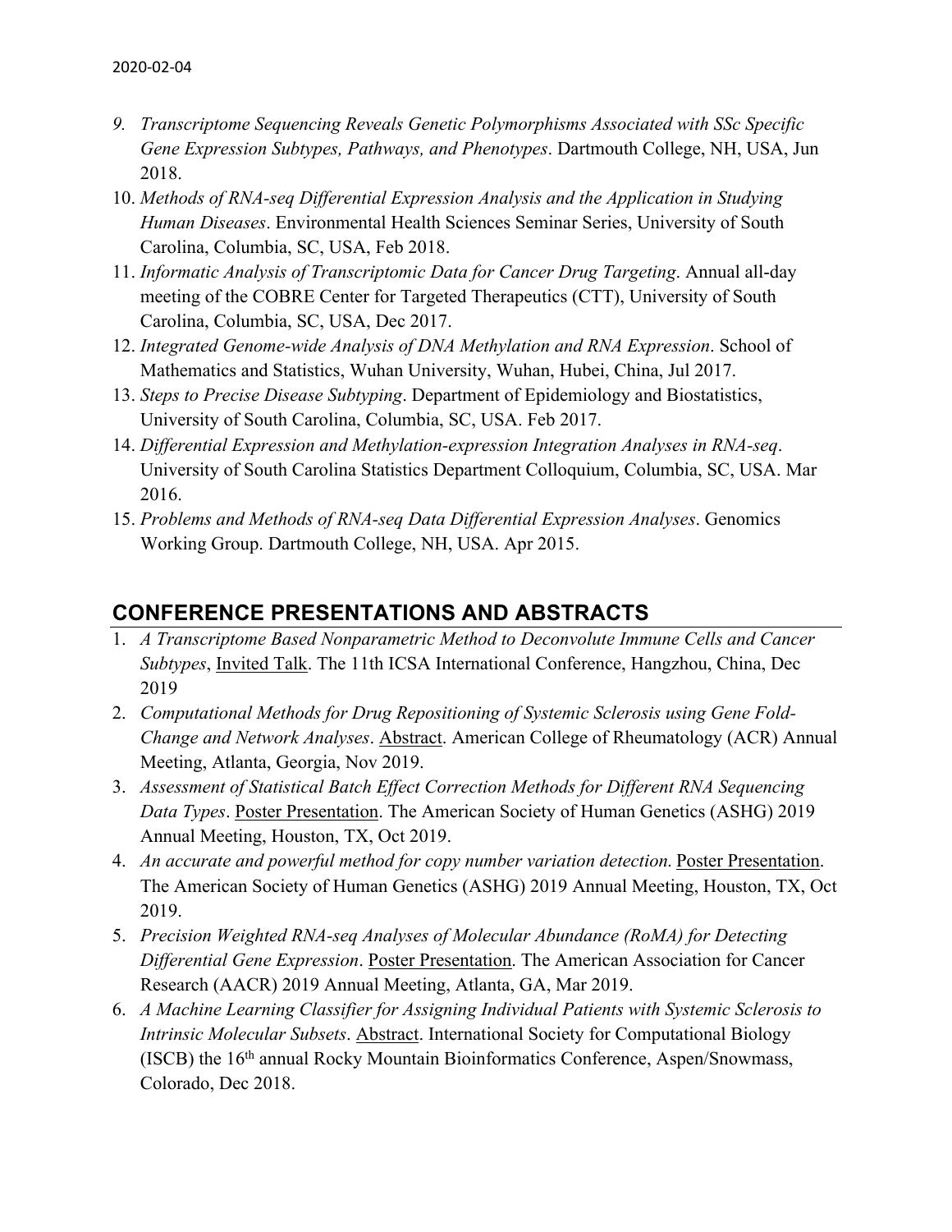9. *Transcriptome Sequencing Reveals Genetic Polymorphisms Associated with SSc Specific Gene Expression Subtypes, Pathways, and Phenotypes*. Dartmouth College, NH, USA, Jun 2018.
10. *Methods of RNA-seq Differential Expression Analysis and the Application in Studying Human Diseases*. Environmental Health Sciences Seminar Series, University of South Carolina, Columbia, SC, USA, Feb 2018.
11. *Informatic Analysis of Transcriptomic Data for Cancer Drug Targeting*. Annual all-day meeting of the COBRE Center for Targeted Therapeutics (CTT), University of South Carolina, Columbia, SC, USA, Dec 2017.
12. *Integrated Genome-wide Analysis of DNA Methylation and RNA Expression*. School of Mathematics and Statistics, Wuhan University, Wuhan, Hubei, China, Jul 2017.
13. *Steps to Precise Disease Subtyping*. Department of Epidemiology and Biostatistics, University of South Carolina, Columbia, SC, USA. Feb 2017.
14. *Differential Expression and Methylation-expression Integration Analyses in RNA-seq*. University of South Carolina Statistics Department Colloquium, Columbia, SC, USA. Mar 2016.
15. *Problems and Methods of RNA-seq Data Differential Expression Analyses*. Genomics Working Group. Dartmouth College, NH, USA. Apr 2015.

## CONFERENCE PRESENTATIONS AND ABSTRACTS

1. *A Transcriptome Based Nonparametric Method to Deconvolute Immune Cells and Cancer Subtypes*, Invited Talk. The 11th ICSA International Conference, Hangzhou, China, Dec 2019
2. *Computational Methods for Drug Repositioning of Systemic Sclerosis using Gene Fold-Change and Network Analyses*. Abstract. American College of Rheumatology (ACR) Annual Meeting, Atlanta, Georgia, Nov 2019.
3. *Assessment of Statistical Batch Effect Correction Methods for Different RNA Sequencing Data Types*. Poster Presentation. The American Society of Human Genetics (ASHG) 2019 Annual Meeting, Houston, TX, Oct 2019.
4. *An accurate and powerful method for copy number variation detection*. Poster Presentation. The American Society of Human Genetics (ASHG) 2019 Annual Meeting, Houston, TX, Oct 2019.
5. *Precision Weighted RNA-seq Analyses of Molecular Abundance (RoMA) for Detecting Differential Gene Expression*. Poster Presentation. The American Association for Cancer Research (AACR) 2019 Annual Meeting, Atlanta, GA, Mar 2019.
6. *A Machine Learning Classifier for Assigning Individual Patients with Systemic Sclerosis to Intrinsic Molecular Subsets*. Abstract. International Society for Computational Biology (ISCB) the 16th annual Rocky Mountain Bioinformatics Conference, Aspen/Snowmass, Colorado, Dec 2018.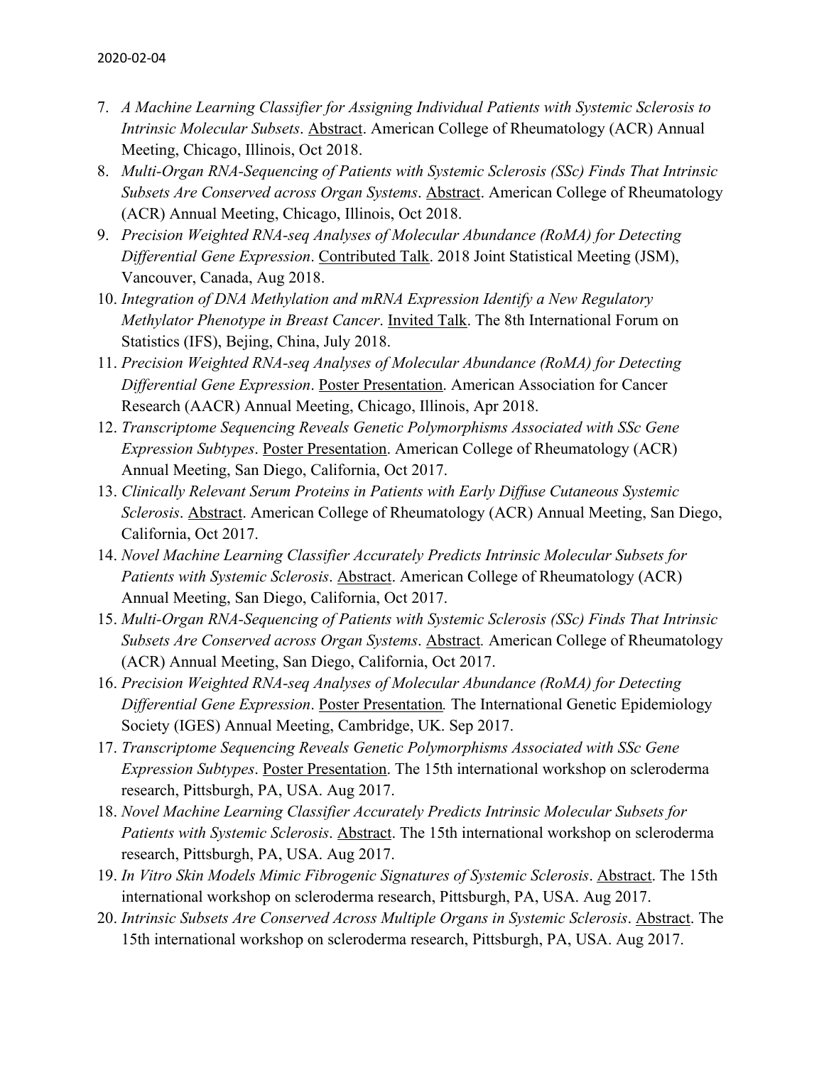7. *A Machine Learning Classifier for Assigning Individual Patients with Systemic Sclerosis to Intrinsic Molecular Subsets*. Abstract. American College of Rheumatology (ACR) Annual Meeting, Chicago, Illinois, Oct 2018.
8. *Multi-Organ RNA-Sequencing of Patients with Systemic Sclerosis (SSc) Finds That Intrinsic Subsets Are Conserved across Organ Systems*. Abstract. American College of Rheumatology (ACR) Annual Meeting, Chicago, Illinois, Oct 2018.
9. *Precision Weighted RNA-seq Analyses of Molecular Abundance (RoMA) for Detecting Differential Gene Expression*. Contributed Talk. 2018 Joint Statistical Meeting (JSM), Vancouver, Canada, Aug 2018.
10. *Integration of DNA Methylation and mRNA Expression Identify a New Regulatory Methylator Phenotype in Breast Cancer*. Invited Talk. The 8th International Forum on Statistics (IFS), Bejing, China, July 2018.
11. *Precision Weighted RNA-seq Analyses of Molecular Abundance (RoMA) for Detecting Differential Gene Expression*. Poster Presentation. American Association for Cancer Research (AACR) Annual Meeting, Chicago, Illinois, Apr 2018.
12. *Transcriptome Sequencing Reveals Genetic Polymorphisms Associated with SSc Gene Expression Subtypes*. Poster Presentation. American College of Rheumatology (ACR) Annual Meeting, San Diego, California, Oct 2017.
13. *Clinically Relevant Serum Proteins in Patients with Early Diffuse Cutaneous Systemic Sclerosis*. Abstract. American College of Rheumatology (ACR) Annual Meeting, San Diego, California, Oct 2017.
14. *Novel Machine Learning Classifier Accurately Predicts Intrinsic Molecular Subsets for Patients with Systemic Sclerosis*. Abstract. American College of Rheumatology (ACR) Annual Meeting, San Diego, California, Oct 2017.
15. *Multi-Organ RNA-Sequencing of Patients with Systemic Sclerosis (SSc) Finds That Intrinsic Subsets Are Conserved across Organ Systems*. Abstract. American College of Rheumatology (ACR) Annual Meeting, San Diego, California, Oct 2017.
16. *Precision Weighted RNA-seq Analyses of Molecular Abundance (RoMA) for Detecting Differential Gene Expression*. Poster Presentation. The International Genetic Epidemiology Society (IGES) Annual Meeting, Cambridge, UK. Sep 2017.
17. *Transcriptome Sequencing Reveals Genetic Polymorphisms Associated with SSc Gene Expression Subtypes*. Poster Presentation. The 15th international workshop on scleroderma research, Pittsburgh, PA, USA. Aug 2017.
18. *Novel Machine Learning Classifier Accurately Predicts Intrinsic Molecular Subsets for Patients with Systemic Sclerosis*. Abstract. The 15th international workshop on scleroderma research, Pittsburgh, PA, USA. Aug 2017.
19. *In Vitro Skin Models Mimic Fibrogenic Signatures of Systemic Sclerosis*. Abstract. The 15th international workshop on scleroderma research, Pittsburgh, PA, USA. Aug 2017.
20. *Intrinsic Subsets Are Conserved Across Multiple Organs in Systemic Sclerosis*. Abstract. The 15th international workshop on scleroderma research, Pittsburgh, PA, USA. Aug 2017.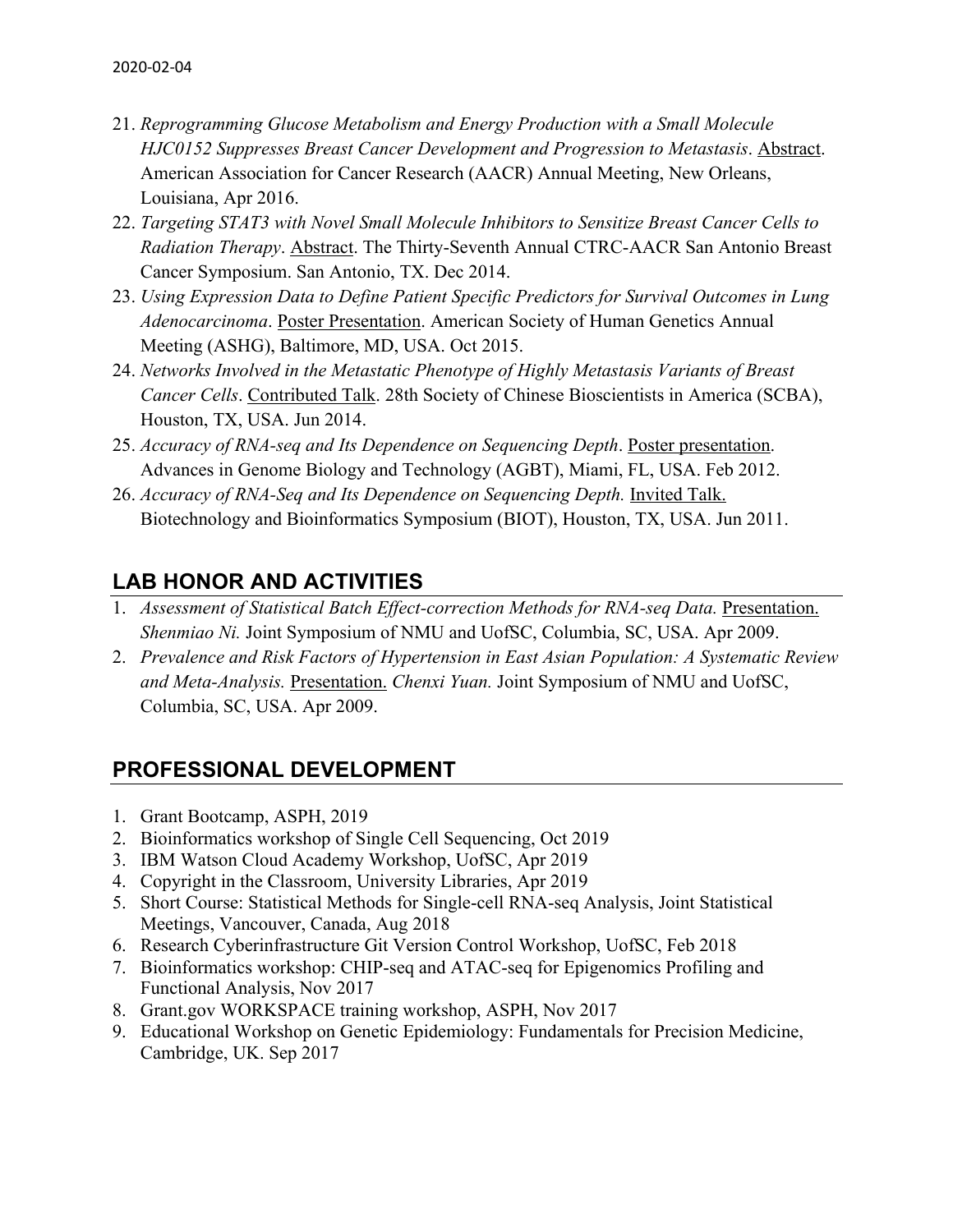21. *Reprogramming Glucose Metabolism and Energy Production with a Small Molecule HJC0152 Suppresses Breast Cancer Development and Progression to Metastasis*. Abstract. American Association for Cancer Research (AACR) Annual Meeting, New Orleans, Louisiana, Apr 2016.
22. *Targeting STAT3 with Novel Small Molecule Inhibitors to Sensitize Breast Cancer Cells to Radiation Therapy*. Abstract. The Thirty-Seventh Annual CTRC-AACR San Antonio Breast Cancer Symposium. San Antonio, TX. Dec 2014.
23. *Using Expression Data to Define Patient Specific Predictors for Survival Outcomes in Lung Adenocarcinoma*. Poster Presentation. American Society of Human Genetics Annual Meeting (ASHG), Baltimore, MD, USA. Oct 2015.
24. *Networks Involved in the Metastatic Phenotype of Highly Metastasis Variants of Breast Cancer Cells*. Contributed Talk. 28th Society of Chinese Bioscientists in America (SCBA), Houston, TX, USA. Jun 2014.
25. *Accuracy of RNA-seq and Its Dependence on Sequencing Depth*. Poster presentation. Advances in Genome Biology and Technology (AGBT), Miami, FL, USA. Feb 2012.
26. *Accuracy of RNA-Seq and Its Dependence on Sequencing Depth.* Invited Talk. Biotechnology and Bioinformatics Symposium (BIOT), Houston, TX, USA. Jun 2011.

## LAB HONOR AND ACTIVITIES

1. *Assessment of Statistical Batch Effect-correction Methods for RNA-seq Data.* Presentation. *Shenmiao Ni.* Joint Symposium of NMU and UofSC, Columbia, SC, USA. Apr 2009.
2. *Prevalence and Risk Factors of Hypertension in East Asian Population: A Systematic Review and Meta-Analysis.* Presentation. *Chenxi Yuan.* Joint Symposium of NMU and UofSC, Columbia, SC, USA. Apr 2009.

## PROFESSIONAL DEVELOPMENT

1. Grant Bootcamp, ASPH, 2019
2. Bioinformatics workshop of Single Cell Sequencing, Oct 2019
3. IBM Watson Cloud Academy Workshop, UofSC, Apr 2019
4. Copyright in the Classroom, University Libraries, Apr 2019
5. Short Course: Statistical Methods for Single-cell RNA-seq Analysis, Joint Statistical Meetings, Vancouver, Canada, Aug 2018
6. Research Cyberinfrastructure Git Version Control Workshop, UofSC, Feb 2018
7. Bioinformatics workshop: CHIP-seq and ATAC-seq for Epigenomics Profiling and Functional Analysis, Nov 2017
8. Grant.gov WORKSPACE training workshop, ASPH, Nov 2017
9. Educational Workshop on Genetic Epidemiology: Fundamentals for Precision Medicine, Cambridge, UK. Sep 2017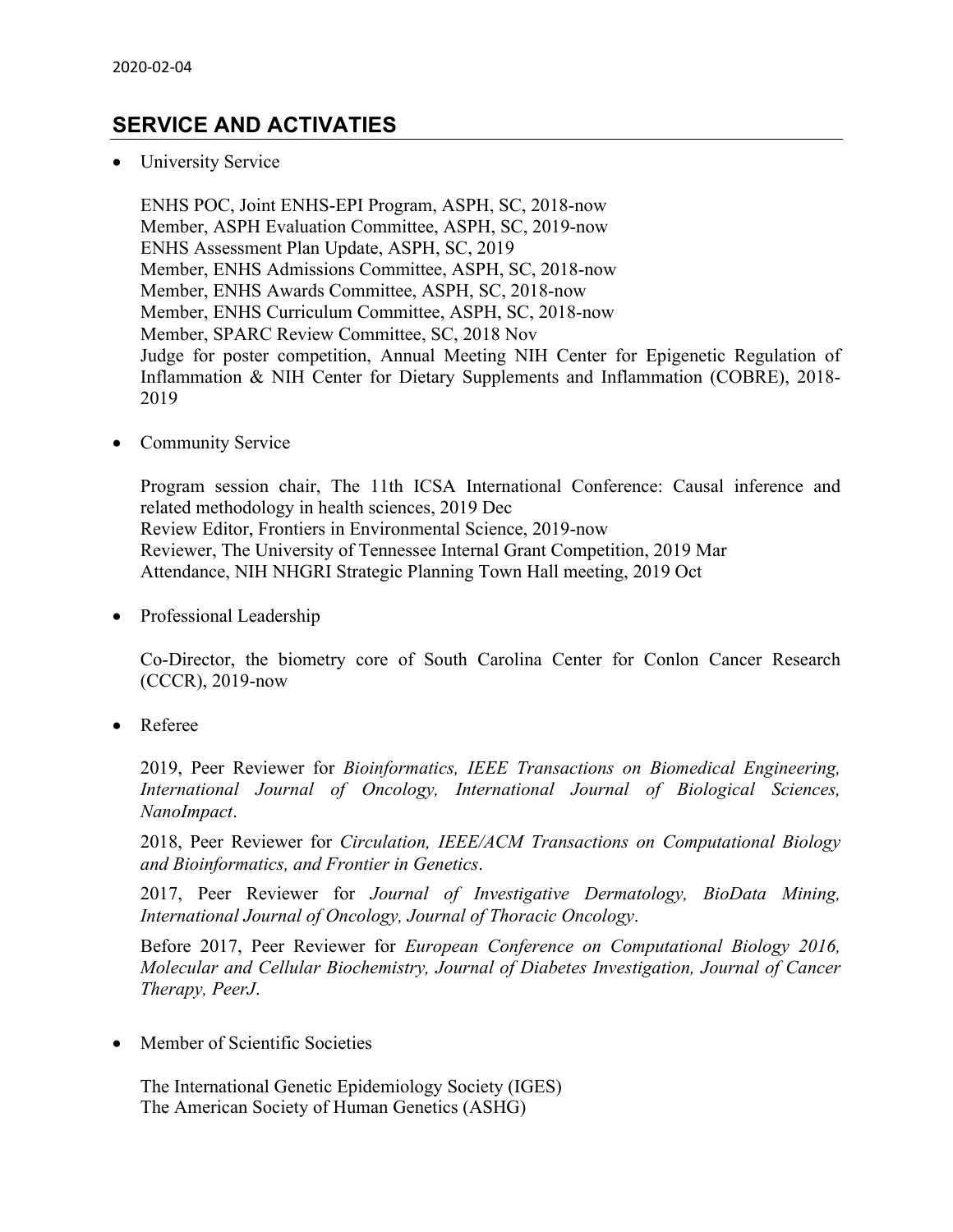## SERVICE AND ACTIVATIES

- University Service

  ENHS POC, Joint ENHS-EPI Program, ASPH, SC, 2018-now
  Member, ASPH Evaluation Committee, ASPH, SC, 2019-now
  ENHS Assessment Plan Update, ASPH, SC, 2019
  Member, ENHS Admissions Committee, ASPH, SC, 2018-now
  Member, ENHS Awards Committee, ASPH, SC, 2018-now
  Member, ENHS Curriculum Committee, ASPH, SC, 2018-now
  Member, SPARC Review Committee, SC, 2018 Nov
  Judge for poster competition, Annual Meeting NIH Center for Epigenetic Regulation of Inflammation & NIH Center for Dietary Supplements and Inflammation (COBRE), 2018-2019

- Community Service

  Program session chair, The 11th ICSA International Conference: Causal inference and related methodology in health sciences, 2019 Dec
  Review Editor, Frontiers in Environmental Science, 2019-now
  Reviewer, The University of Tennessee Internal Grant Competition, 2019 Mar
  Attendance, NIH NHGRI Strategic Planning Town Hall meeting, 2019 Oct

- Professional Leadership

  Co-Director, the biometry core of South Carolina Center for Conlon Cancer Research (CCCR), 2019-now

- Referee

  2019, Peer Reviewer for *Bioinformatics, IEEE Transactions on Biomedical Engineering, International Journal of Oncology, International Journal of Biological Sciences, NanoImpact*.

  2018, Peer Reviewer for *Circulation, IEEE/ACM Transactions on Computational Biology and Bioinformatics, and Frontier in Genetics*.

  2017, Peer Reviewer for *Journal of Investigative Dermatology, BioData Mining, International Journal of Oncology, Journal of Thoracic Oncology*.

  Before 2017, Peer Reviewer for *European Conference on Computational Biology 2016, Molecular and Cellular Biochemistry, Journal of Diabetes Investigation, Journal of Cancer Therapy, PeerJ*.

- Member of Scientific Societies

  The International Genetic Epidemiology Society (IGES)
  The American Society of Human Genetics (ASHG)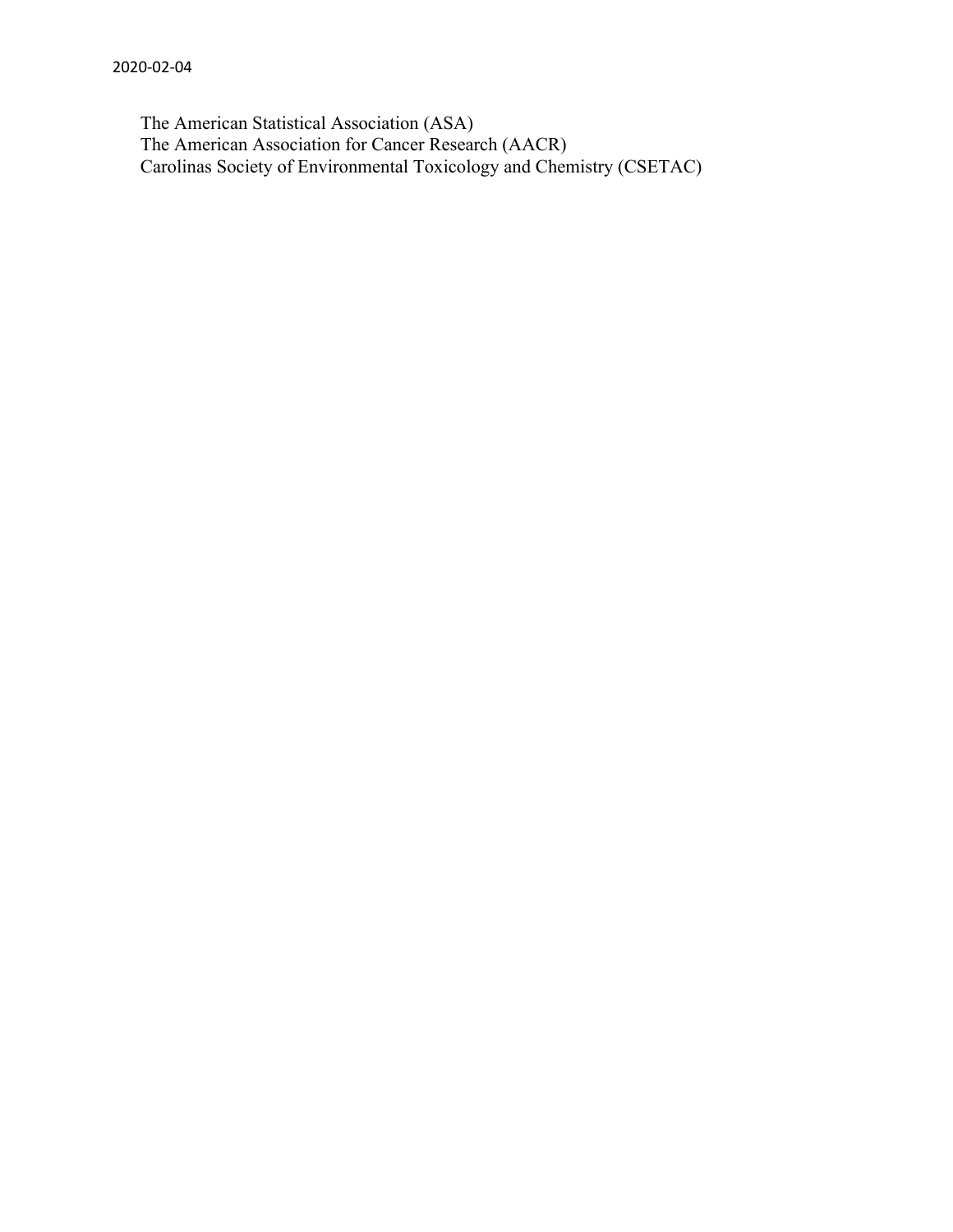The American Statistical Association (ASA)
The American Association for Cancer Research (AACR)
Carolinas Society of Environmental Toxicology and Chemistry (CSETAC)